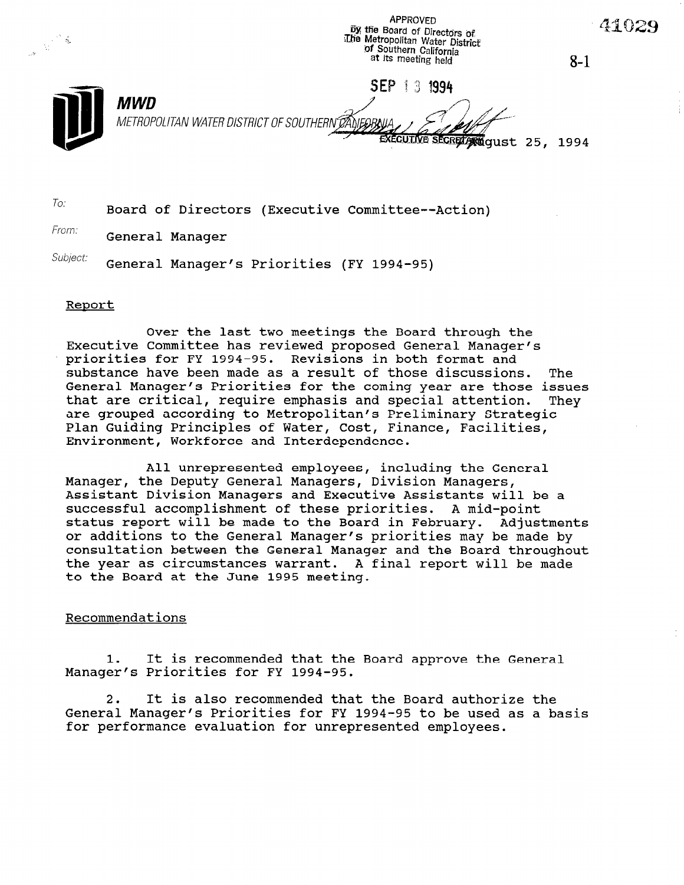APPROVED
By the Board of Directors of
The Metropolitan Water District
of Southern California
at its meeting held

SEP 13 1994

EXECUTIVE SECRETARY

41029

8-1

**MWD**

METROPOLITAN WATER DISTRICT OF SOUTHERN CALIFORNIA

August 25, 1994

To: Board of Directors (Executive Committee--Action)

From: General Manager

Subject: General Manager's Priorities (FY 1994-95)

Report

Over the last two meetings the Board through the Executive Committee has reviewed proposed General Manager's priorities for FY 1994-95. Revisions in both format and substance have been made as a result of those discussions. The General Manager's Priorities for the coming year are those issues that are critical, require emphasis and special attention. They are grouped according to Metropolitan's Preliminary Strategic Plan Guiding Principles of Water, Cost, Finance, Facilities, Environment, Workforce and Interdependence.

All unrepresented employees, including the General Manager, the Deputy General Managers, Division Managers, Assistant Division Managers and Executive Assistants will be a successful accomplishment of these priorities. A mid-point status report will be made to the Board in February. Adjustments or additions to the General Manager's priorities may be made by consultation between the General Manager and the Board throughout the year as circumstances warrant. A final report will be made to the Board at the June 1995 meeting.

Recommendations

1. It is recommended that the Board approve the General Manager's Priorities for FY 1994-95.

2. It is also recommended that the Board authorize the General Manager's Priorities for FY 1994-95 to be used as a basis for performance evaluation for unrepresented employees.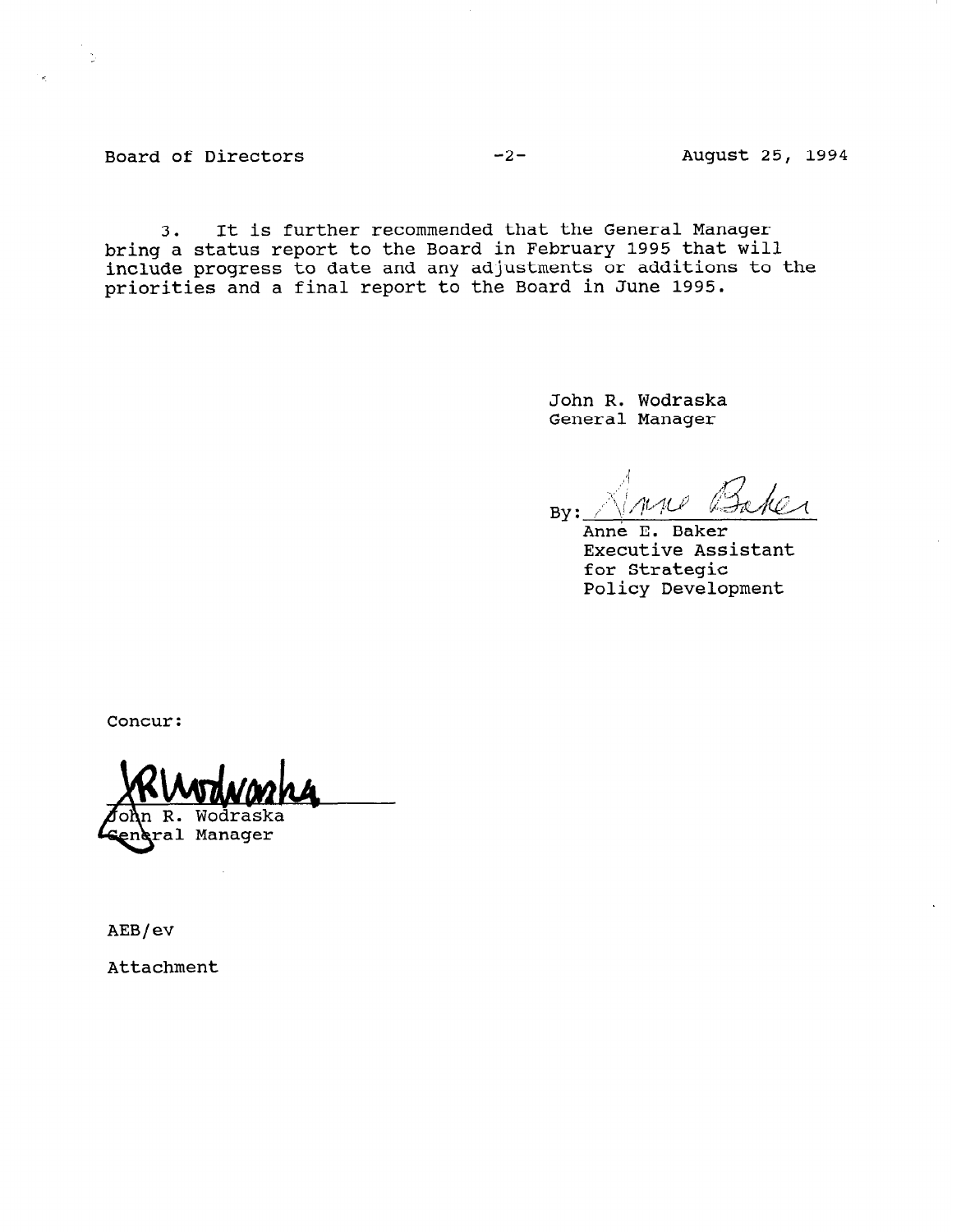3. It is further recommended that the General Manager bring a status report to the Board in February 1995 that will include progress to date and any adjustments or additions to the priorities and a final report to the Board in June 1995.

John R. Wodraska
General Manager

By: Anne Baker
Anne E. Baker
Executive Assistant
for Strategic
Policy Development

Concur:

JRWodraska
John R. Wodraska
General Manager

AEB/ev

Attachment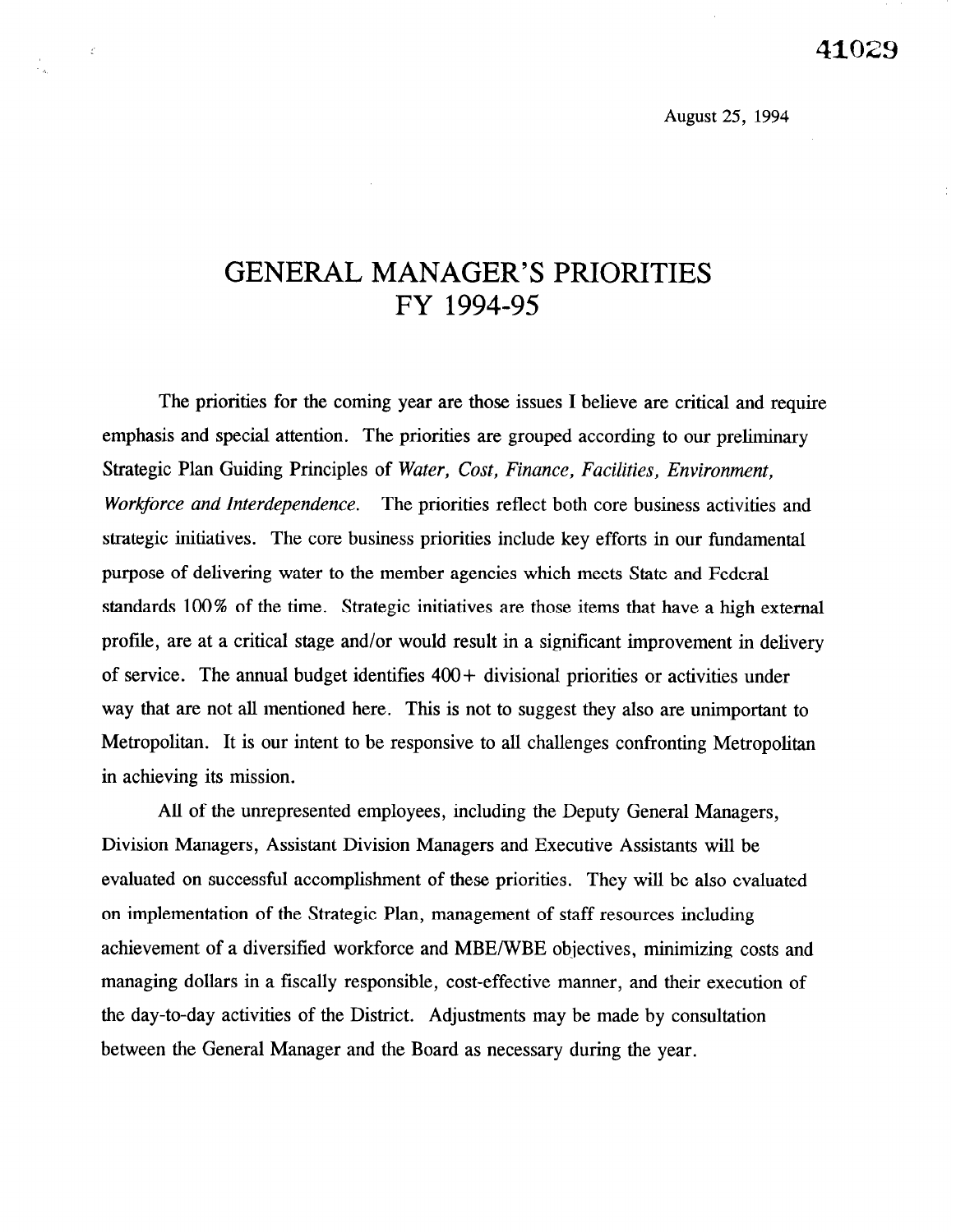August 25, 1994

# GENERAL MANAGER'S PRIORITIES
# FY 1994-95

The priorities for the coming year are those issues I believe are critical and require emphasis and special attention. The priorities are grouped according to our preliminary Strategic Plan Guiding Principles of *Water, Cost, Finance, Facilities, Environment, Workforce and Interdependence.* The priorities reflect both core business activities and strategic initiatives. The core business priorities include key efforts in our fundamental purpose of delivering water to the member agencies which meets State and Federal standards 100% of the time. Strategic initiatives are those items that have a high external profile, are at a critical stage and/or would result in a significant improvement in delivery of service. The annual budget identifies 400+ divisional priorities or activities under way that are not all mentioned here. This is not to suggest they also are unimportant to Metropolitan. It is our intent to be responsive to all challenges confronting Metropolitan in achieving its mission.

All of the unrepresented employees, including the Deputy General Managers, Division Managers, Assistant Division Managers and Executive Assistants will be evaluated on successful accomplishment of these priorities. They will be also evaluated on implementation of the Strategic Plan, management of staff resources including achievement of a diversified workforce and MBE/WBE objectives, minimizing costs and managing dollars in a fiscally responsible, cost-effective manner, and their execution of the day-to-day activities of the District. Adjustments may be made by consultation between the General Manager and the Board as necessary during the year.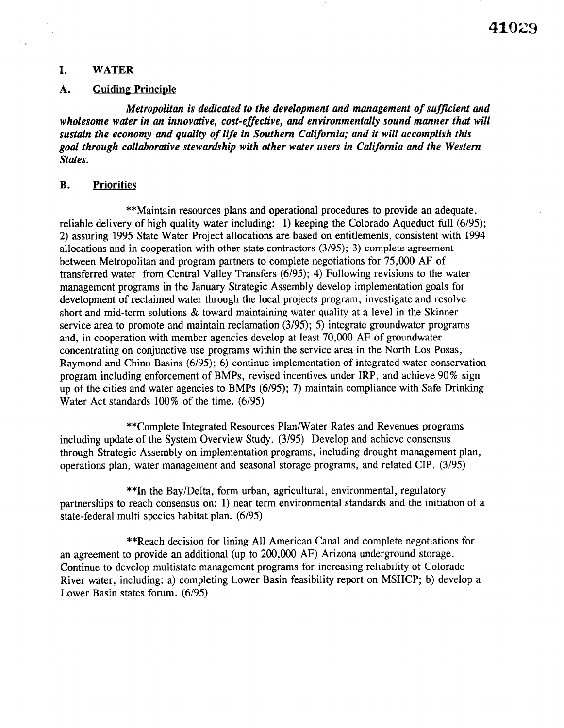# I. WATER

## A. Guiding Principle

***Metropolitan is dedicated to the development and management of sufficient and wholesome water in an innovative, cost-effective, and environmentally sound manner that will sustain the economy and quality of life in Southern California; and it will accomplish this goal through collaborative stewardship with other water users in California and the Western States.***

## B. Priorities

**Maintain resources plans and operational procedures to provide an adequate, reliable delivery of high quality water including: 1) keeping the Colorado Aqueduct full (6/95); 2) assuring 1995 State Water Project allocations are based on entitlements, consistent with 1994 allocations and in cooperation with other state contractors (3/95); 3) complete agreement between Metropolitan and program partners to complete negotiations for 75,000 AF of transferred water from Central Valley Transfers (6/95); 4) Following revisions to the water management programs in the January Strategic Assembly develop implementation goals for development of reclaimed water through the local projects program, investigate and resolve short and mid-term solutions & toward maintaining water quality at a level in the Skinner service area to promote and maintain reclamation (3/95); 5) integrate groundwater programs and, in cooperation with member agencies develop at least 70,000 AF of groundwater concentrating on conjunctive use programs within the service area in the North Los Posas, Raymond and Chino Basins (6/95); 6) continue implementation of integrated water conservation program including enforcement of BMPs, revised incentives under IRP, and achieve 90% sign up of the cities and water agencies to BMPs (6/95); 7) maintain compliance with Safe Drinking Water Act standards 100% of the time. (6/95)

**Complete Integrated Resources Plan/Water Rates and Revenues programs including update of the System Overview Study. (3/95) Develop and achieve consensus through Strategic Assembly on implementation programs, including drought management plan, operations plan, water management and seasonal storage programs, and related CIP. (3/95)

**In the Bay/Delta, form urban, agricultural, environmental, regulatory partnerships to reach consensus on: 1) near term environmental standards and the initiation of a state-federal multi species habitat plan. (6/95)

**Reach decision for lining All American Canal and complete negotiations for an agreement to provide an additional (up to 200,000 AF) Arizona underground storage. Continue to develop multistate management programs for increasing reliability of Colorado River water, including: a) completing Lower Basin feasibility report on MSHCP; b) develop a Lower Basin states forum. (6/95)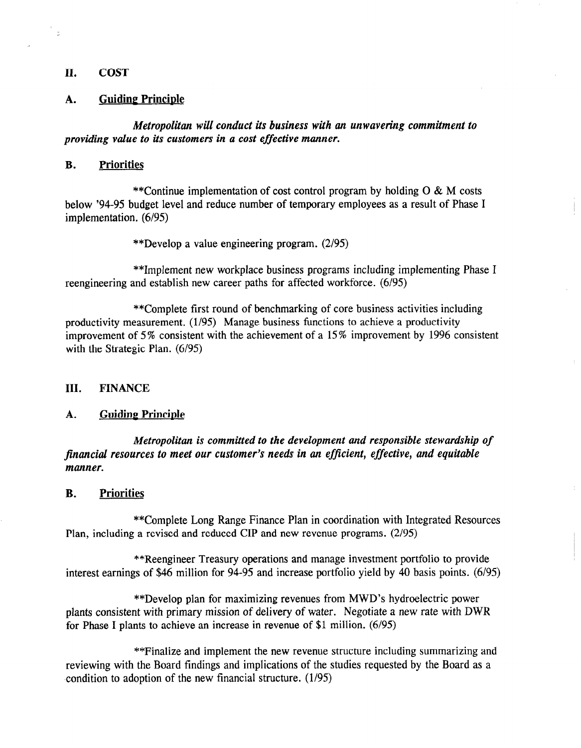## II. COST

### A. Guiding Principle

*Metropolitan will conduct its business with an unwavering commitment to providing value to its customers in a cost effective manner.*

### B. Priorities

**Continue implementation of cost control program by holding O & M costs below '94-95 budget level and reduce number of temporary employees as a result of Phase I implementation. (6/95)

**Develop a value engineering program. (2/95)

**Implement new workplace business programs including implementing Phase I reengineering and establish new career paths for affected workforce. (6/95)

**Complete first round of benchmarking of core business activities including productivity measurement. (1/95) Manage business functions to achieve a productivity improvement of 5% consistent with the achievement of a 15% improvement by 1996 consistent with the Strategic Plan. (6/95)

## III. FINANCE

### A. Guiding Principle

*Metropolitan is committed to the development and responsible stewardship of financial resources to meet our customer's needs in an efficient, effective, and equitable manner.*

### B. Priorities

**Complete Long Range Finance Plan in coordination with Integrated Resources Plan, including a revised and reduced CIP and new revenue programs. (2/95)

**Reengineer Treasury operations and manage investment portfolio to provide interest earnings of $46 million for 94-95 and increase portfolio yield by 40 basis points. (6/95)

**Develop plan for maximizing revenues from MWD's hydroelectric power plants consistent with primary mission of delivery of water. Negotiate a new rate with DWR for Phase I plants to achieve an increase in revenue of $1 million. (6/95)

**Finalize and implement the new revenue structure including summarizing and reviewing with the Board findings and implications of the studies requested by the Board as a condition to adoption of the new financial structure. (1/95)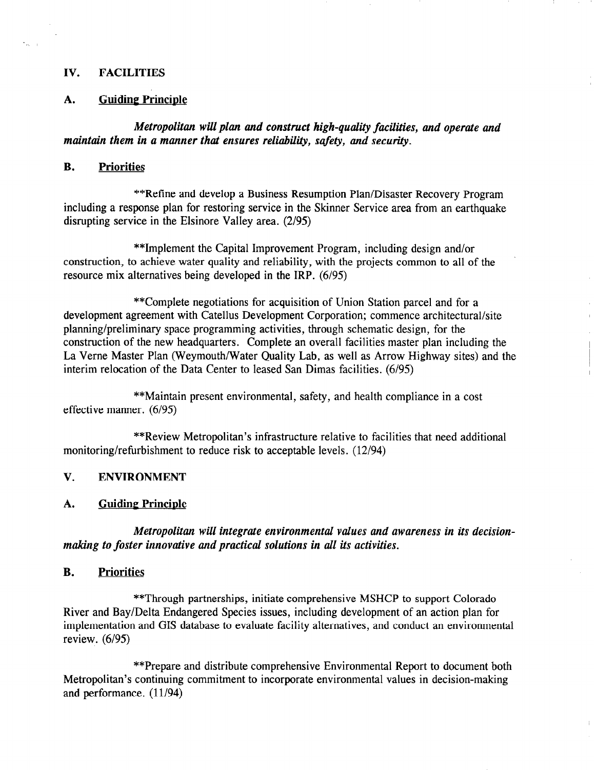## IV. FACILITIES

### A. Guiding Principle

***Metropolitan will plan and construct high-quality facilities, and operate and maintain them in a manner that ensures reliability, safety, and security.***

### B. Priorities

**Refine and develop a Business Resumption Plan/Disaster Recovery Program including a response plan for restoring service in the Skinner Service area from an earthquake disrupting service in the Elsinore Valley area. (2/95)

**Implement the Capital Improvement Program, including design and/or construction, to achieve water quality and reliability, with the projects common to all of the resource mix alternatives being developed in the IRP. (6/95)

**Complete negotiations for acquisition of Union Station parcel and for a development agreement with Catellus Development Corporation; commence architectural/site planning/preliminary space programming activities, through schematic design, for the construction of the new headquarters. Complete an overall facilities master plan including the La Verne Master Plan (Weymouth/Water Quality Lab, as well as Arrow Highway sites) and the interim relocation of the Data Center to leased San Dimas facilities. (6/95)

**Maintain present environmental, safety, and health compliance in a cost effective manner. (6/95)

**Review Metropolitan's infrastructure relative to facilities that need additional monitoring/refurbishment to reduce risk to acceptable levels. (12/94)

## V. ENVIRONMENT

### A. Guiding Principle

***Metropolitan will integrate environmental values and awareness in its decision-making to foster innovative and practical solutions in all its activities.***

### B. Priorities

**Through partnerships, initiate comprehensive MSHCP to support Colorado River and Bay/Delta Endangered Species issues, including development of an action plan for implementation and GIS database to evaluate facility alternatives, and conduct an environmental review. (6/95)

**Prepare and distribute comprehensive Environmental Report to document both Metropolitan's continuing commitment to incorporate environmental values in decision-making and performance. (11/94)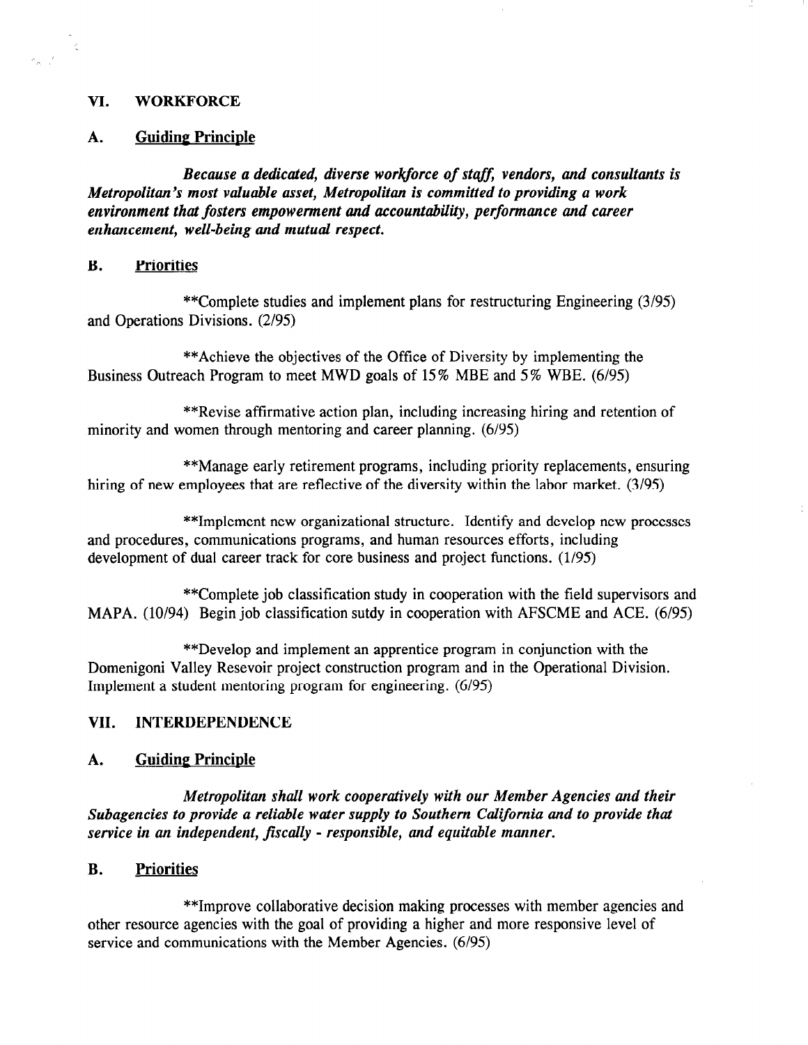## VI. WORKFORCE

### A. Guiding Principle

***Because a dedicated, diverse workforce of staff, vendors, and consultants is Metropolitan's most valuable asset, Metropolitan is committed to providing a work environment that fosters empowerment and accountability, performance and career enhancement, well-being and mutual respect.***

### B. Priorities

**Complete studies and implement plans for restructuring Engineering (3/95) and Operations Divisions. (2/95)

**Achieve the objectives of the Office of Diversity by implementing the Business Outreach Program to meet MWD goals of 15% MBE and 5% WBE. (6/95)

**Revise affirmative action plan, including increasing hiring and retention of minority and women through mentoring and career planning. (6/95)

**Manage early retirement programs, including priority replacements, ensuring hiring of new employees that are reflective of the diversity within the labor market. (3/95)

**Implement new organizational structure. Identify and develop new processes and procedures, communications programs, and human resources efforts, including development of dual career track for core business and project functions. (1/95)

**Complete job classification study in cooperation with the field supervisors and MAPA. (10/94) Begin job classification sutdy in cooperation with AFSCME and ACE. (6/95)

**Develop and implement an apprentice program in conjunction with the Domenigoni Valley Resevoir project construction program and in the Operational Division. Implement a student mentoring program for engineering. (6/95)

## VII. INTERDEPENDENCE

### A. Guiding Principle

***Metropolitan shall work cooperatively with our Member Agencies and their Subagencies to provide a reliable water supply to Southern California and to provide that service in an independent, fiscally - responsible, and equitable manner.***

### B. Priorities

**Improve collaborative decision making processes with member agencies and other resource agencies with the goal of providing a higher and more responsive level of service and communications with the Member Agencies. (6/95)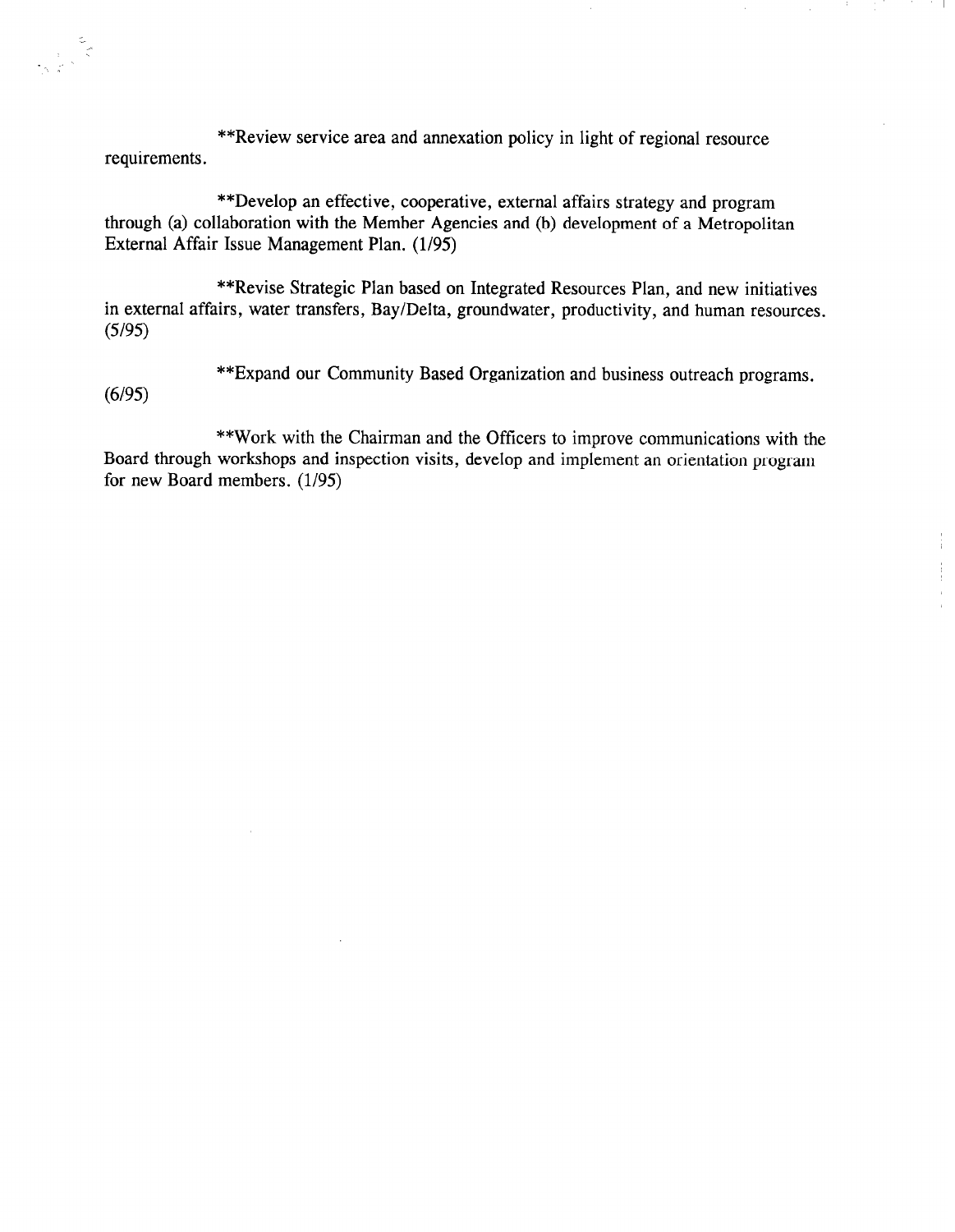**Review service area and annexation policy in light of regional resource requirements.

**Develop an effective, cooperative, external affairs strategy and program through (a) collaboration with the Member Agencies and (b) development of a Metropolitan External Affair Issue Management Plan. (1/95)

**Revise Strategic Plan based on Integrated Resources Plan, and new initiatives in external affairs, water transfers, Bay/Delta, groundwater, productivity, and human resources. (5/95)

**Expand our Community Based Organization and business outreach programs. (6/95)

**Work with the Chairman and the Officers to improve communications with the Board through workshops and inspection visits, develop and implement an orientation program for new Board members. (1/95)